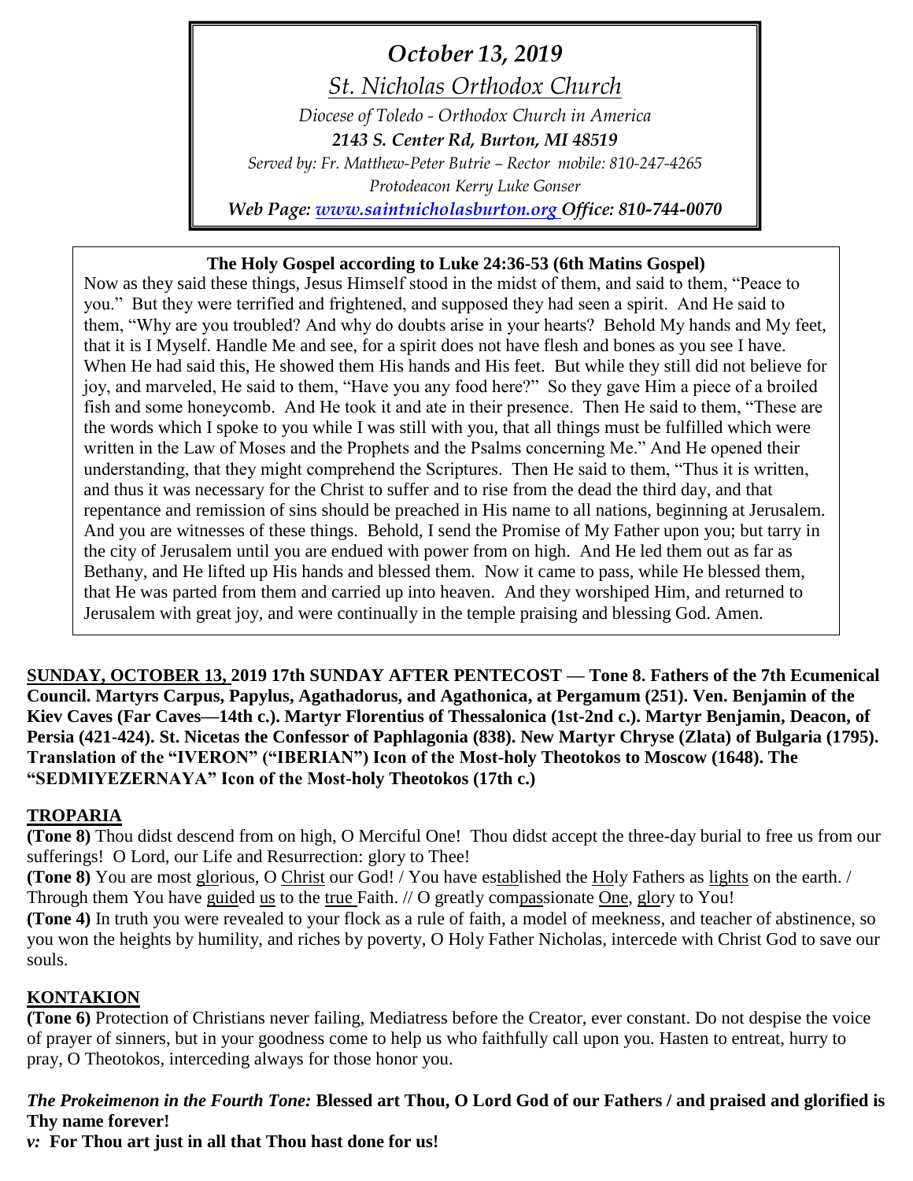*October 13, 2019*

*St. Nicholas Orthodox Church*

*Diocese of Toledo - Orthodox Church in America*

***2143 S. Center Rd, Burton, MI 48519***

*Served by: Fr. Matthew-Peter Butrie – Rector mobile: 810-247-4265*

*Protodeacon Kerry Luke Gonser*

***Web Page: www.saintnicholasburton.org Office: 810-744-0070***

**The Holy Gospel according to Luke 24:36-53 (6th Matins Gospel)**

Now as they said these things, Jesus Himself stood in the midst of them, and said to them, "Peace to you." But they were terrified and frightened, and supposed they had seen a spirit. And He said to them, "Why are you troubled? And why do doubts arise in your hearts? Behold My hands and My feet, that it is I Myself. Handle Me and see, for a spirit does not have flesh and bones as you see I have. When He had said this, He showed them His hands and His feet. But while they still did not believe for joy, and marveled, He said to them, "Have you any food here?" So they gave Him a piece of a broiled fish and some honeycomb. And He took it and ate in their presence. Then He said to them, "These are the words which I spoke to you while I was still with you, that all things must be fulfilled which were written in the Law of Moses and the Prophets and the Psalms concerning Me." And He opened their understanding, that they might comprehend the Scriptures. Then He said to them, "Thus it is written, and thus it was necessary for the Christ to suffer and to rise from the dead the third day, and that repentance and remission of sins should be preached in His name to all nations, beginning at Jerusalem. And you are witnesses of these things. Behold, I send the Promise of My Father upon you; but tarry in the city of Jerusalem until you are endued with power from on high. And He led them out as far as Bethany, and He lifted up His hands and blessed them. Now it came to pass, while He blessed them, that He was parted from them and carried up into heaven. And they worshiped Him, and returned to Jerusalem with great joy, and were continually in the temple praising and blessing God. Amen.

**SUNDAY, OCTOBER 13, 2019 17th SUNDAY AFTER PENTECOST — Tone 8. Fathers of the 7th Ecumenical Council. Martyrs Carpus, Papylus, Agathadorus, and Agathonica, at Pergamum (251). Ven. Benjamin of the Kiev Caves (Far Caves—14th c.). Martyr Florentius of Thessalonica (1st-2nd c.). Martyr Benjamin, Deacon, of Persia (421-424). St. Nicetas the Confessor of Paphlagonia (838). New Martyr Chryse (Zlata) of Bulgaria (1795). Translation of the "IVERON" ("IBERIAN") Icon of the Most-holy Theotokos to Moscow (1648). The "SEDMIYEZERNAYA" Icon of the Most-holy Theotokos (17th c.)**

## TROPARIA

**(Tone 8)** Thou didst descend from on high, O Merciful One! Thou didst accept the three-day burial to free us from our sufferings! O Lord, our Life and Resurrection: glory to Thee!

**(Tone 8)** You are most glorious, O Christ our God! / You have established the Holy Fathers as lights on the earth. / Through them You have guided us to the true Faith. // O greatly compassionate One, glory to You!

**(Tone 4)** In truth you were revealed to your flock as a rule of faith, a model of meekness, and teacher of abstinence, so you won the heights by humility, and riches by poverty, O Holy Father Nicholas, intercede with Christ God to save our souls.

## KONTAKION

**(Tone 6)** Protection of Christians never failing, Mediatress before the Creator, ever constant. Do not despise the voice of prayer of sinners, but in your goodness come to help us who faithfully call upon you. Hasten to entreat, hurry to pray, O Theotokos, interceding always for those honor you.

***The Prokeimenon in the Fourth Tone:*** **Blessed art Thou, O Lord God of our Fathers / and praised and glorified is Thy name forever!**

***v:*** **For Thou art just in all that Thou hast done for us!**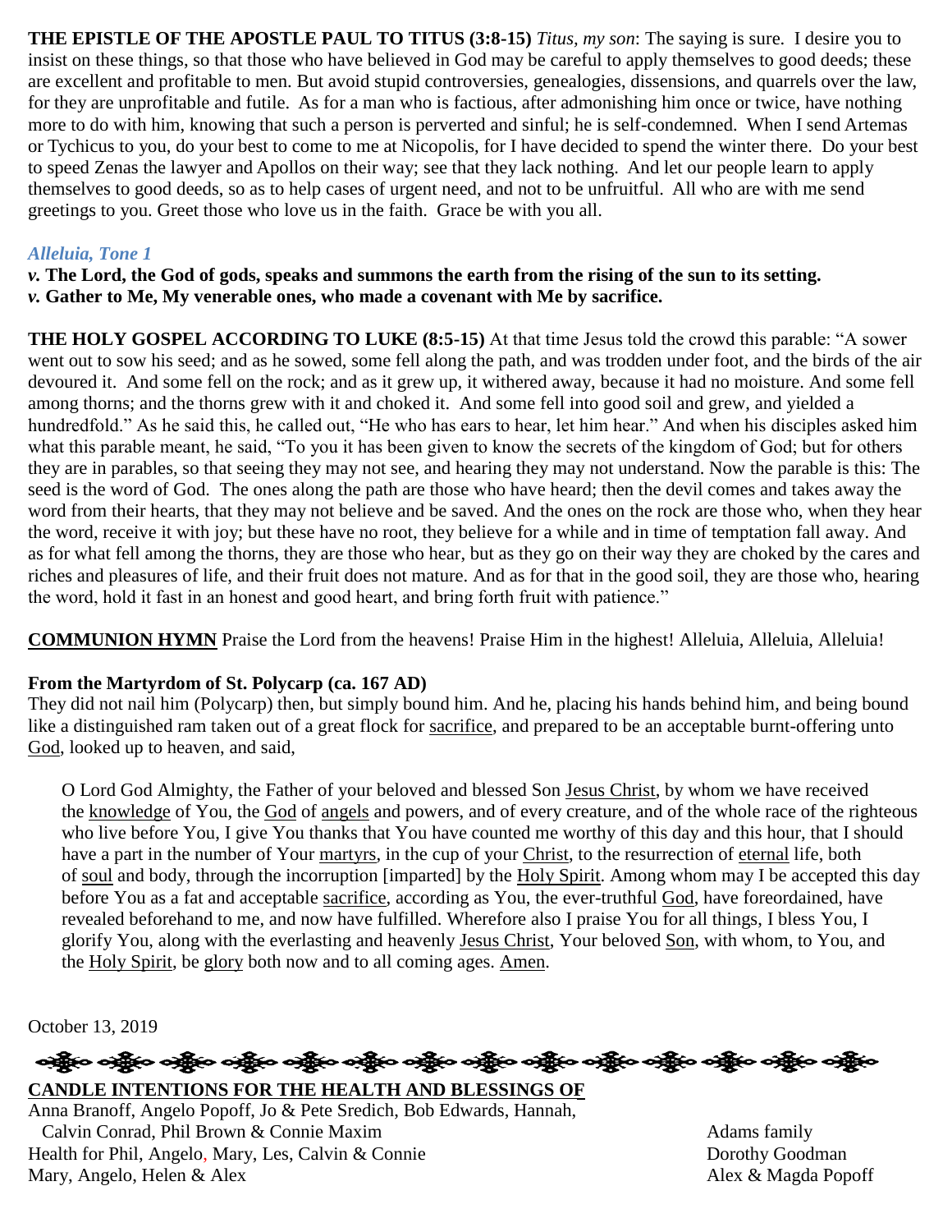**THE EPISTLE OF THE APOSTLE PAUL TO TITUS (3:8-15)** *Titus, my son*: The saying is sure. I desire you to insist on these things, so that those who have believed in God may be careful to apply themselves to good deeds; these are excellent and profitable to men. But avoid stupid controversies, genealogies, dissensions, and quarrels over the law, for they are unprofitable and futile. As for a man who is factious, after admonishing him once or twice, have nothing more to do with him, knowing that such a person is perverted and sinful; he is self-condemned. When I send Artemas or Tychicus to you, do your best to come to me at Nicopolis, for I have decided to spend the winter there. Do your best to speed Zenas the lawyer and Apollos on their way; see that they lack nothing. And let our people learn to apply themselves to good deeds, so as to help cases of urgent need, and not to be unfruitful. All who are with me send greetings to you. Greet those who love us in the faith. Grace be with you all.

***Alleluia, Tone 1***

***v.* The Lord, the God of gods, speaks and summons the earth from the rising of the sun to its setting.**
***v.* Gather to Me, My venerable ones, who made a covenant with Me by sacrifice.**

**THE HOLY GOSPEL ACCORDING TO LUKE (8:5-15)** At that time Jesus told the crowd this parable: "A sower went out to sow his seed; and as he sowed, some fell along the path, and was trodden under foot, and the birds of the air devoured it. And some fell on the rock; and as it grew up, it withered away, because it had no moisture. And some fell among thorns; and the thorns grew with it and choked it. And some fell into good soil and grew, and yielded a hundredfold." As he said this, he called out, "He who has ears to hear, let him hear." And when his disciples asked him what this parable meant, he said, "To you it has been given to know the secrets of the kingdom of God; but for others they are in parables, so that seeing they may not see, and hearing they may not understand. Now the parable is this: The seed is the word of God. The ones along the path are those who have heard; then the devil comes and takes away the word from their hearts, that they may not believe and be saved. And the ones on the rock are those who, when they hear the word, receive it with joy; but these have no root, they believe for a while and in time of temptation fall away. And as for what fell among the thorns, they are those who hear, but as they go on their way they are choked by the cares and riches and pleasures of life, and their fruit does not mature. And as for that in the good soil, they are those who, hearing the word, hold it fast in an honest and good heart, and bring forth fruit with patience."

**COMMUNION HYMN** Praise the Lord from the heavens! Praise Him in the highest! Alleluia, Alleluia, Alleluia!

**From the Martyrdom of St. Polycarp (ca. 167 AD)**

They did not nail him (Polycarp) then, but simply bound him. And he, placing his hands behind him, and being bound like a distinguished ram taken out of a great flock for sacrifice, and prepared to be an acceptable burnt-offering unto God, looked up to heaven, and said,

> O Lord God Almighty, the Father of your beloved and blessed Son Jesus Christ, by whom we have received the knowledge of You, the God of angels and powers, and of every creature, and of the whole race of the righteous who live before You, I give You thanks that You have counted me worthy of this day and this hour, that I should have a part in the number of Your martyrs, in the cup of your Christ, to the resurrection of eternal life, both of soul and body, through the incorruption [imparted] by the Holy Spirit. Among whom may I be accepted this day before You as a fat and acceptable sacrifice, according as You, the ever-truthful God, have foreordained, have revealed beforehand to me, and now have fulfilled. Wherefore also I praise You for all things, I bless You, I glorify You, along with the everlasting and heavenly Jesus Christ, Your beloved Son, with whom, to You, and the Holy Spirit, be glory both now and to all coming ages. Amen.

October 13, 2019

**CANDLE INTENTIONS FOR THE HEALTH AND BLESSINGS OF**

| | |
|---|---|
| Anna Branoff, Angelo Popoff, Jo & Pete Sredich, Bob Edwards, Hannah, Calvin Conrad, Phil Brown & Connie Maxim | Adams family |
| Health for Phil, Angelo, Mary, Les, Calvin & Connie | Dorothy Goodman |
| Mary, Angelo, Helen & Alex | Alex & Magda Popoff |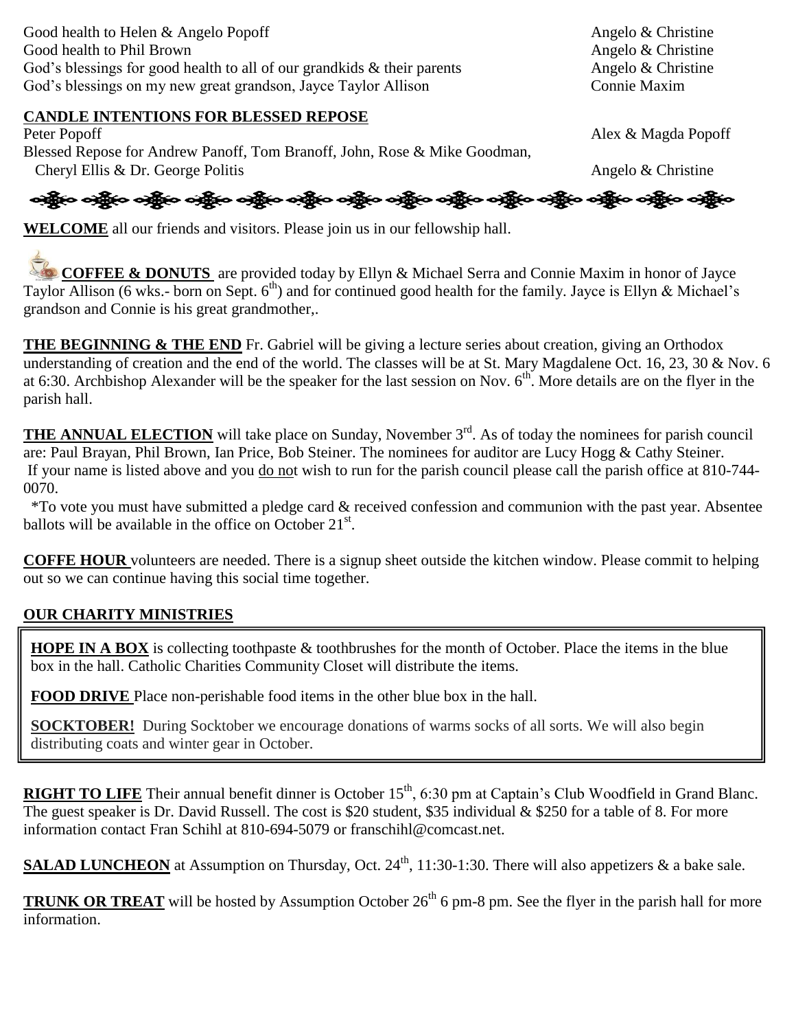Good health to Helen & Angelo Popoff — Angelo & Christine
Good health to Phil Brown — Angelo & Christine
God's blessings for good health to all of our grandkids & their parents — Angelo & Christine
God's blessings on my new great grandson, Jayce Taylor Allison — Connie Maxim

**CANDLE INTENTIONS FOR BLESSED REPOSE**

Peter Popoff — Alex & Magda Popoff
Blessed Repose for Andrew Panoff, Tom Branoff, John, Rose & Mike Goodman, Cheryl Ellis & Dr. George Politis — Angelo & Christine

**WELCOME** all our friends and visitors. Please join us in our fellowship hall.

**COFFEE & DONUTS** are provided today by Ellyn & Michael Serra and Connie Maxim in honor of Jayce Taylor Allison (6 wks.- born on Sept. 6th) and for continued good health for the family. Jayce is Ellyn & Michael's grandson and Connie is his great grandmother,.

**THE BEGINNING & THE END** Fr. Gabriel will be giving a lecture series about creation, giving an Orthodox understanding of creation and the end of the world. The classes will be at St. Mary Magdalene Oct. 16, 23, 30 & Nov. 6 at 6:30. Archbishop Alexander will be the speaker for the last session on Nov. 6th. More details are on the flyer in the parish hall.

**THE ANNUAL ELECTION** will take place on Sunday, November 3rd. As of today the nominees for parish council are: Paul Brayan, Phil Brown, Ian Price, Bob Steiner. The nominees for auditor are Lucy Hogg & Cathy Steiner. If your name is listed above and you do not wish to run for the parish council please call the parish office at 810-744-0070.

*To vote you must have submitted a pledge card & received confession and communion with the past year. Absentee ballots will be available in the office on October 21st.

**COFFE HOUR** volunteers are needed. There is a signup sheet outside the kitchen window. Please commit to helping out so we can continue having this social time together.

**OUR CHARITY MINISTRIES**

**HOPE IN A BOX** is collecting toothpaste & toothbrushes for the month of October. Place the items in the blue box in the hall. Catholic Charities Community Closet will distribute the items.

**FOOD DRIVE** Place non-perishable food items in the other blue box in the hall.

**SOCKTOBER!** During Socktober we encourage donations of warms socks of all sorts. We will also begin distributing coats and winter gear in October.

**RIGHT TO LIFE** Their annual benefit dinner is October 15th, 6:30 pm at Captain's Club Woodfield in Grand Blanc. The guest speaker is Dr. David Russell. The cost is $20 student, $35 individual & $250 for a table of 8. For more information contact Fran Schihl at 810-694-5079 or franschihl@comcast.net.

**SALAD LUNCHEON** at Assumption on Thursday, Oct. 24th, 11:30-1:30. There will also appetizers & a bake sale.

**TRUNK OR TREAT** will be hosted by Assumption October 26th 6 pm-8 pm. See the flyer in the parish hall for more information.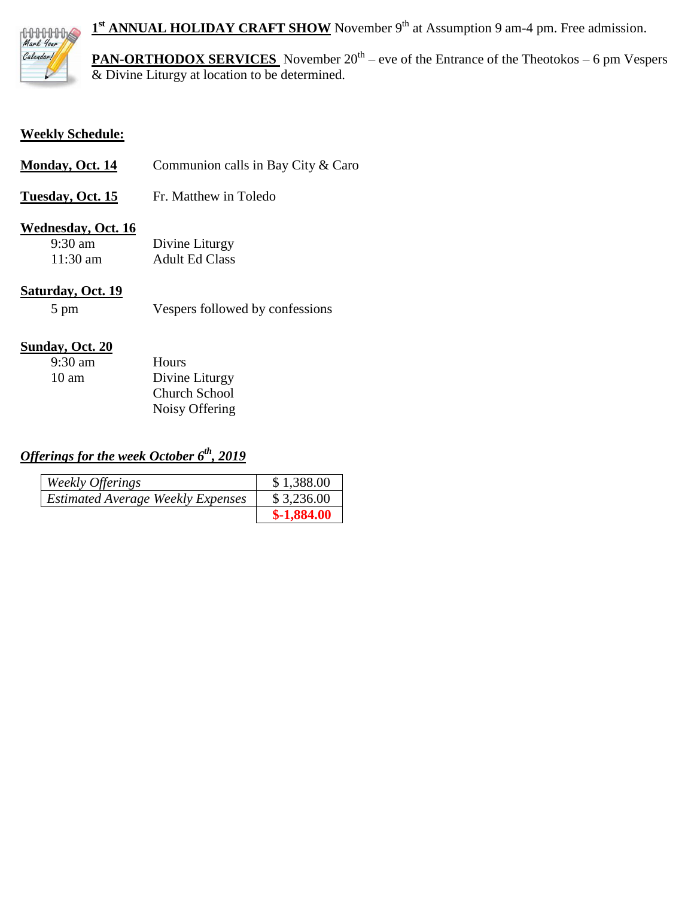**1st ANNUAL HOLIDAY CRAFT SHOW** November 9th at Assumption 9 am-4 pm. Free admission.

**PAN-ORTHODOX SERVICES** November 20th – eve of the Entrance of the Theotokos – 6 pm Vespers & Divine Liturgy at location to be determined.

**Weekly Schedule:**

**Monday, Oct. 14** Communion calls in Bay City & Caro

**Tuesday, Oct. 15** Fr. Matthew in Toledo

**Wednesday, Oct. 16**

9:30 am Divine Liturgy
11:30 am Adult Ed Class

**Saturday, Oct. 19**

5 pm Vespers followed by confessions

**Sunday, Oct. 20**

9:30 am Hours
10 am Divine Liturgy
Church School
Noisy Offering

***Offerings for the week October 6th, 2019***

| | |
|---|---|
| *Weekly Offerings* | $ 1,388.00 |
| *Estimated Average Weekly Expenses* | $ 3,236.00 |
| | **$-1,884.00** |